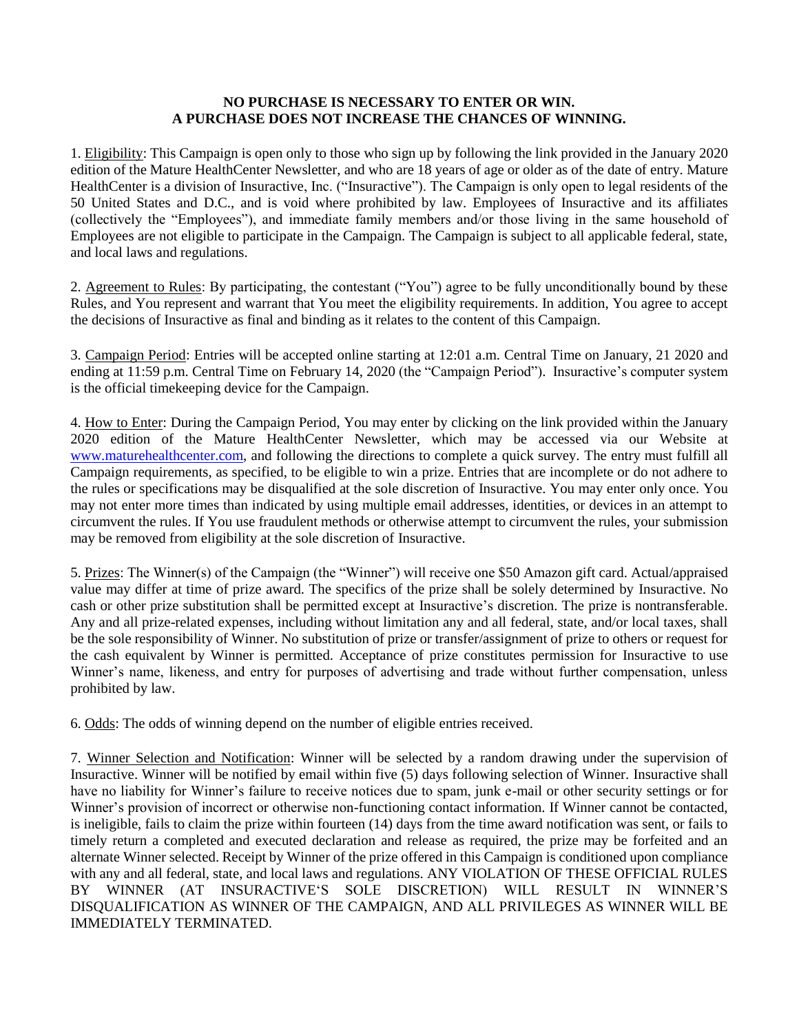**NO PURCHASE IS NECESSARY TO ENTER OR WIN.**
**A PURCHASE DOES NOT INCREASE THE CHANCES OF WINNING.**

1. Eligibility: This Campaign is open only to those who sign up by following the link provided in the January 2020 edition of the Mature HealthCenter Newsletter, and who are 18 years of age or older as of the date of entry. Mature HealthCenter is a division of Insuractive, Inc. ("Insuractive"). The Campaign is only open to legal residents of the 50 United States and D.C., and is void where prohibited by law. Employees of Insuractive and its affiliates (collectively the "Employees"), and immediate family members and/or those living in the same household of Employees are not eligible to participate in the Campaign. The Campaign is subject to all applicable federal, state, and local laws and regulations.

2. Agreement to Rules: By participating, the contestant ("You") agree to be fully unconditionally bound by these Rules, and You represent and warrant that You meet the eligibility requirements. In addition, You agree to accept the decisions of Insuractive as final and binding as it relates to the content of this Campaign.

3. Campaign Period: Entries will be accepted online starting at 12:01 a.m. Central Time on January, 21 2020 and ending at 11:59 p.m. Central Time on February 14, 2020 (the "Campaign Period"). Insuractive's computer system is the official timekeeping device for the Campaign.

4. How to Enter: During the Campaign Period, You may enter by clicking on the link provided within the January 2020 edition of the Mature HealthCenter Newsletter, which may be accessed via our Website at www.maturehealthcenter.com, and following the directions to complete a quick survey. The entry must fulfill all Campaign requirements, as specified, to be eligible to win a prize. Entries that are incomplete or do not adhere to the rules or specifications may be disqualified at the sole discretion of Insuractive. You may enter only once. You may not enter more times than indicated by using multiple email addresses, identities, or devices in an attempt to circumvent the rules. If You use fraudulent methods or otherwise attempt to circumvent the rules, your submission may be removed from eligibility at the sole discretion of Insuractive.

5. Prizes: The Winner(s) of the Campaign (the "Winner") will receive one $50 Amazon gift card. Actual/appraised value may differ at time of prize award. The specifics of the prize shall be solely determined by Insuractive. No cash or other prize substitution shall be permitted except at Insuractive's discretion. The prize is nontransferable. Any and all prize-related expenses, including without limitation any and all federal, state, and/or local taxes, shall be the sole responsibility of Winner. No substitution of prize or transfer/assignment of prize to others or request for the cash equivalent by Winner is permitted. Acceptance of prize constitutes permission for Insuractive to use Winner's name, likeness, and entry for purposes of advertising and trade without further compensation, unless prohibited by law.

6. Odds: The odds of winning depend on the number of eligible entries received.

7. Winner Selection and Notification: Winner will be selected by a random drawing under the supervision of Insuractive. Winner will be notified by email within five (5) days following selection of Winner. Insuractive shall have no liability for Winner's failure to receive notices due to spam, junk e-mail or other security settings or for Winner's provision of incorrect or otherwise non-functioning contact information. If Winner cannot be contacted, is ineligible, fails to claim the prize within fourteen (14) days from the time award notification was sent, or fails to timely return a completed and executed declaration and release as required, the prize may be forfeited and an alternate Winner selected. Receipt by Winner of the prize offered in this Campaign is conditioned upon compliance with any and all federal, state, and local laws and regulations. ANY VIOLATION OF THESE OFFICIAL RULES BY WINNER (AT INSURACTIVE'S SOLE DISCRETION) WILL RESULT IN WINNER'S DISQUALIFICATION AS WINNER OF THE CAMPAIGN, AND ALL PRIVILEGES AS WINNER WILL BE IMMEDIATELY TERMINATED.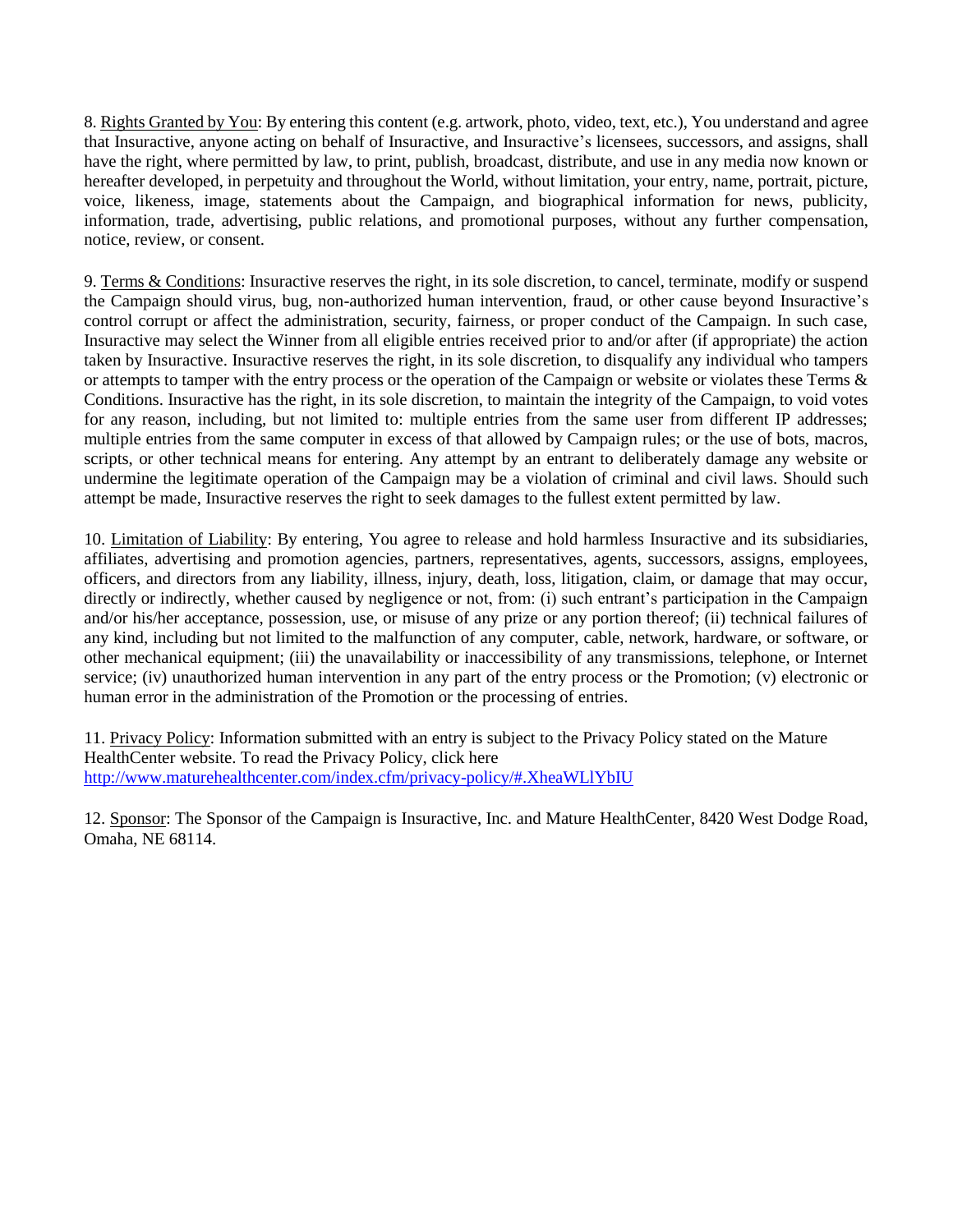8. Rights Granted by You: By entering this content (e.g. artwork, photo, video, text, etc.), You understand and agree that Insuractive, anyone acting on behalf of Insuractive, and Insuractive's licensees, successors, and assigns, shall have the right, where permitted by law, to print, publish, broadcast, distribute, and use in any media now known or hereafter developed, in perpetuity and throughout the World, without limitation, your entry, name, portrait, picture, voice, likeness, image, statements about the Campaign, and biographical information for news, publicity, information, trade, advertising, public relations, and promotional purposes, without any further compensation, notice, review, or consent.

9. Terms & Conditions: Insuractive reserves the right, in its sole discretion, to cancel, terminate, modify or suspend the Campaign should virus, bug, non-authorized human intervention, fraud, or other cause beyond Insuractive's control corrupt or affect the administration, security, fairness, or proper conduct of the Campaign. In such case, Insuractive may select the Winner from all eligible entries received prior to and/or after (if appropriate) the action taken by Insuractive. Insuractive reserves the right, in its sole discretion, to disqualify any individual who tampers or attempts to tamper with the entry process or the operation of the Campaign or website or violates these Terms & Conditions. Insuractive has the right, in its sole discretion, to maintain the integrity of the Campaign, to void votes for any reason, including, but not limited to: multiple entries from the same user from different IP addresses; multiple entries from the same computer in excess of that allowed by Campaign rules; or the use of bots, macros, scripts, or other technical means for entering. Any attempt by an entrant to deliberately damage any website or undermine the legitimate operation of the Campaign may be a violation of criminal and civil laws. Should such attempt be made, Insuractive reserves the right to seek damages to the fullest extent permitted by law.

10. Limitation of Liability: By entering, You agree to release and hold harmless Insuractive and its subsidiaries, affiliates, advertising and promotion agencies, partners, representatives, agents, successors, assigns, employees, officers, and directors from any liability, illness, injury, death, loss, litigation, claim, or damage that may occur, directly or indirectly, whether caused by negligence or not, from: (i) such entrant's participation in the Campaign and/or his/her acceptance, possession, use, or misuse of any prize or any portion thereof; (ii) technical failures of any kind, including but not limited to the malfunction of any computer, cable, network, hardware, or software, or other mechanical equipment; (iii) the unavailability or inaccessibility of any transmissions, telephone, or Internet service; (iv) unauthorized human intervention in any part of the entry process or the Promotion; (v) electronic or human error in the administration of the Promotion or the processing of entries.

11. Privacy Policy: Information submitted with an entry is subject to the Privacy Policy stated on the Mature HealthCenter website. To read the Privacy Policy, click here http://www.maturehealthcenter.com/index.cfm/privacy-policy/#.XheaWLlYbIU

12. Sponsor: The Sponsor of the Campaign is Insuractive, Inc. and Mature HealthCenter, 8420 West Dodge Road, Omaha, NE 68114.